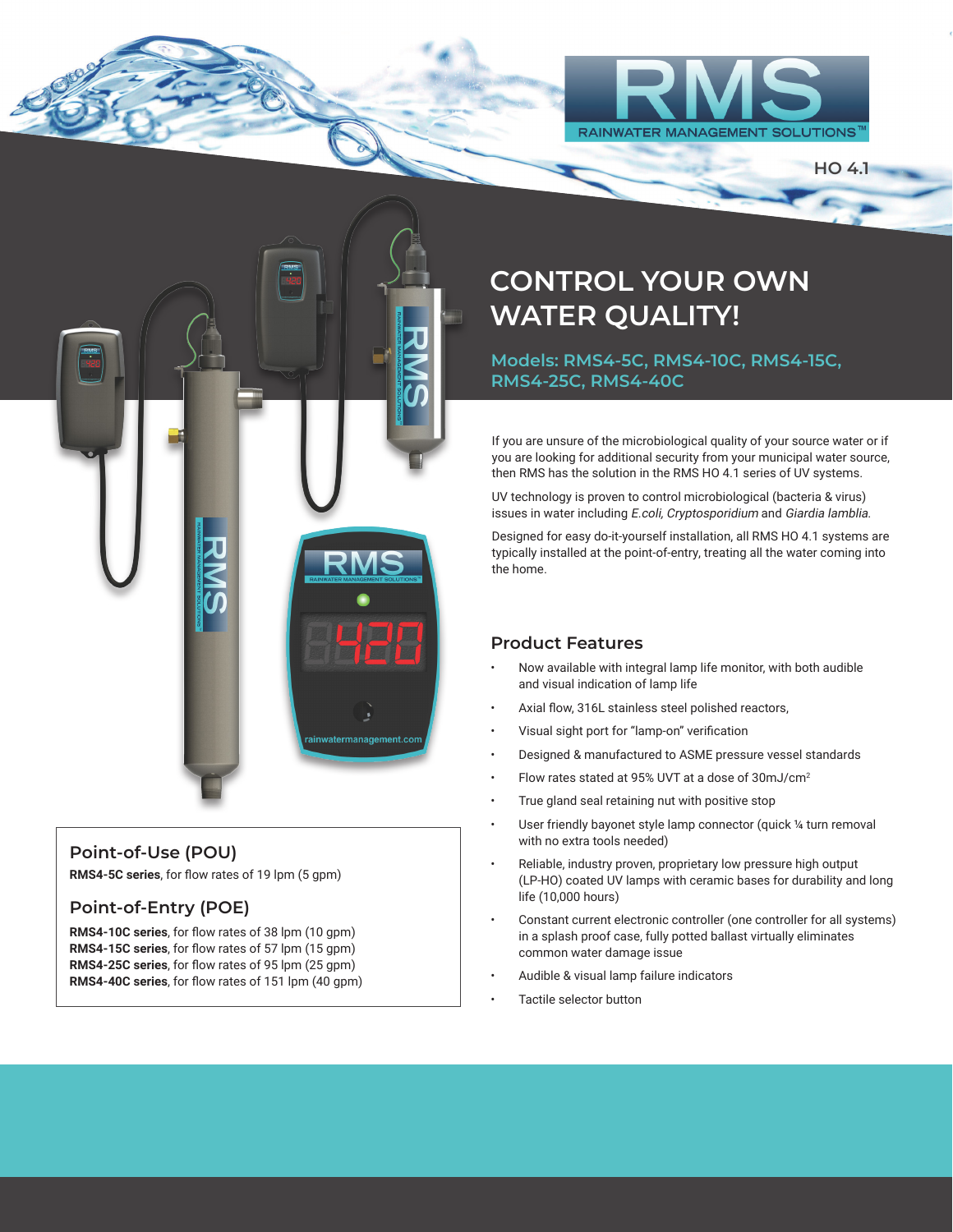# RMS

RAINWATER MANAGEMENT SOLUTIONS™

HO 4.1

## CONTROL YOUR OWN WATER QUALITY!

### Models: RMS4-5C, RMS4-10C, RMS4-15C, RMS4-25C, RMS4-40C

If you are unsure of the microbiological quality of your source water or if you are looking for additional security from your municipal water source, then RMS has the solution in the RMS HO 4.1 series of UV systems.

UV technology is proven to control microbiological (bacteria & virus) issues in water including *E.coli, Cryptosporidium* and *Giardia lamblia.*

Designed for easy do-it-yourself installation, all RMS HO 4.1 systems are typically installed at the point-of-entry, treating all the water coming into the home.

## Product Features

- Now available with integral lamp life monitor, with both audible and visual indication of lamp life
- Axial flow, 316L stainless steel polished reactors,
- Visual sight port for "lamp-on" verification
- Designed & manufactured to ASME pressure vessel standards
- Flow rates stated at 95% UVT at a dose of 30mJ/cm$^2$
- True gland seal retaining nut with positive stop
- User friendly bayonet style lamp connector (quick ¼ turn removal with no extra tools needed)
- Reliable, industry proven, proprietary low pressure high output (LP-HO) coated UV lamps with ceramic bases for durability and long life (10,000 hours)
- Constant current electronic controller (one controller for all systems) in a splash proof case, fully potted ballast virtually eliminates common water damage issue
- Audible & visual lamp failure indicators
- Tactile selector button

## Point-of-Use (POU)

**RMS4-5C series**, for flow rates of 19 lpm (5 gpm)

## Point-of-Entry (POE)

**RMS4-10C series**, for flow rates of 38 lpm (10 gpm)
**RMS4-15C series**, for flow rates of 57 lpm (15 gpm)
**RMS4-25C series**, for flow rates of 95 lpm (25 gpm)
**RMS4-40C series**, for flow rates of 151 lpm (40 gpm)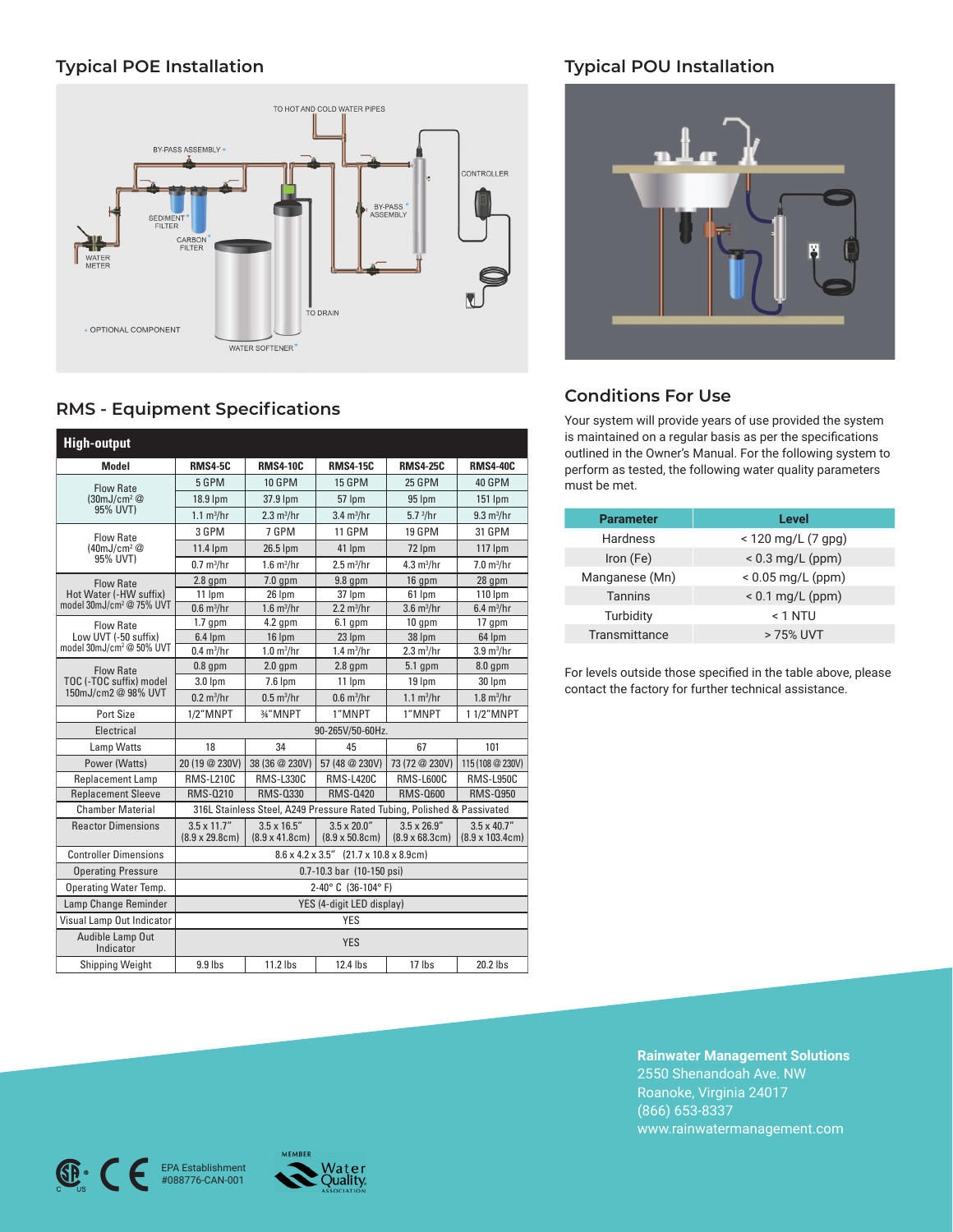## Typical POE Installation

TO HOT AND COLD WATER PIPES

BY-PASS ASSEMBLY *

CONTROLLER

SEDIMENT* FILTER

CARBON* FILTER

BY-PASS* ASSEMBLY

WATER METER

TO DRAIN

* OPTIONAL COMPONENT

WATER SOFTENER*

## Typical POU Installation

## RMS - Equipment Specifications

| High-output | | | | | |
|---|---|---|---|---|---|
| **Model** | **RMS4-5C** | **RMS4-10C** | **RMS4-15C** | **RMS4-25C** | **RMS4-40C** |
| Flow Rate (30mJ/cm² @ 95% UVT) | 5 GPM | 10 GPM | 15 GPM | 25 GPM | 40 GPM |
| | 18.9 lpm | 37.9 lpm | 57 lpm | 95 lpm | 151 lpm |
| | 1.1 m³/hr | 2.3 m³/hr | 3.4 m³/hr | 5.7 ³/hr | 9.3 m³/hr |
| Flow Rate (40mJ/cm² @ 95% UVT) | 3 GPM | 7 GPM | 11 GPM | 19 GPM | 31 GPM |
| | 11.4 lpm | 26.5 lpm | 41 lpm | 72 lpm | 117 lpm |
| | 0.7 m³/hr | 1.6 m³/hr | 2.5 m³/hr | 4.3 m³/hr | 7.0 m³/hr |
| Flow Rate Hot Water (-HW suffix) model 30mJ/cm² @ 75% UVT | 2.8 gpm | 7.0 gpm | 9.8 gpm | 16 gpm | 28 gpm |
| | 11 lpm | 26 lpm | 37 lpm | 61 lpm | 110 lpm |
| | 0.6 m³/hr | 1.6 m³/hr | 2.2 m³/hr | 3.6 m³/hr | 6.4 m³/hr |
| Flow Rate Low UVT (-50 suffix) model 30mJ/cm² @ 50% UVT | 1.7 gpm | 4.2 gpm | 6.1 gpm | 10 gpm | 17 gpm |
| | 6.4 lpm | 16 lpm | 23 lpm | 38 lpm | 64 lpm |
| | 0.4 m³/hr | 1.0 m³/hr | 1.4 m³/hr | 2.3 m³/hr | 3.9 m³/hr |
| Flow Rate TOC (-TOC suffix) model 150mJ/cm2 @ 98% UVT | 0.8 gpm | 2.0 gpm | 2.8 gpm | 5.1 gpm | 8.0 gpm |
| | 3.0 lpm | 7.6 lpm | 11 lpm | 19 lpm | 30 lpm |
| | 0.2 m³/hr | 0.5 m³/hr | 0.6 m³/hr | 1.1 m³/hr | 1.8 m³/hr |
| Port Size | 1/2"MNPT | ¾"MNPT | 1"MNPT | 1"MNPT | 1 1/2"MNPT |
| Electrical | 90-265V/50-60Hz. | | | | |
| Lamp Watts | 18 | 34 | 45 | 67 | 101 |
| Power (Watts) | 20 (19 @ 230V) | 38 (36 @ 230V) | 57 (48 @ 230V) | 73 (72 @ 230V) | 115 (108 @ 230V) |
| Replacement Lamp | RMS-L210C | RMS-L330C | RMS-L420C | RMS-L600C | RMS-L950C |
| Replacement Sleeve | RMS-Q210 | RMS-Q330 | RMS-Q420 | RMS-Q600 | RMS-Q950 |
| Chamber Material | 316L Stainless Steel, A249 Pressure Rated Tubing, Polished & Passivated | | | | |
| Reactor Dimensions | 3.5 x 11.7" (8.9 x 29.8cm) | 3.5 x 16.5" (8.9 x 41.8cm) | 3.5 x 20.0" (8.9 x 50.8cm) | 3.5 x 26.9" (8.9 x 68.3cm) | 3.5 x 40.7" (8.9 x 103.4cm) |
| Controller Dimensions | 8.6 x 4.2 x 3.5" (21.7 x 10.8 x 8.9cm) | | | | |
| Operating Pressure | 0.7-10.3 bar (10-150 psi) | | | | |
| Operating Water Temp. | 2-40° C (36-104° F) | | | | |
| Lamp Change Reminder | YES (4-digit LED display) | | | | |
| Visual Lamp Out Indicator | YES | | | | |
| Audible Lamp Out Indicator | YES | | | | |
| Shipping Weight | 9.9 lbs | 11.2 lbs | 12.4 lbs | 17 lbs | 20.2 lbs |

## Conditions For Use

Your system will provide years of use provided the system is maintained on a regular basis as per the specifications outlined in the Owner's Manual. For the following system to perform as tested, the following water quality parameters must be met.

| Parameter | Level |
|---|---|
| Hardness | < 120 mg/L (7 gpg) |
| Iron (Fe) | < 0.3 mg/L (ppm) |
| Manganese (Mn) | < 0.05 mg/L (ppm) |
| Tannins | < 0.1 mg/L (ppm) |
| Turbidity | < 1 NTU |
| Transmittance | > 75% UVT |

For levels outside those specified in the table above, please contact the factory for further technical assistance.

**Rainwater Management Solutions**
2550 Shenandoah Ave. NW
Roanoke, Virginia 24017
(866) 653-8337
www.rainwatermanagement.com

EPA Establishment
#088776-CAN-001

MEMBER Water Quality Association